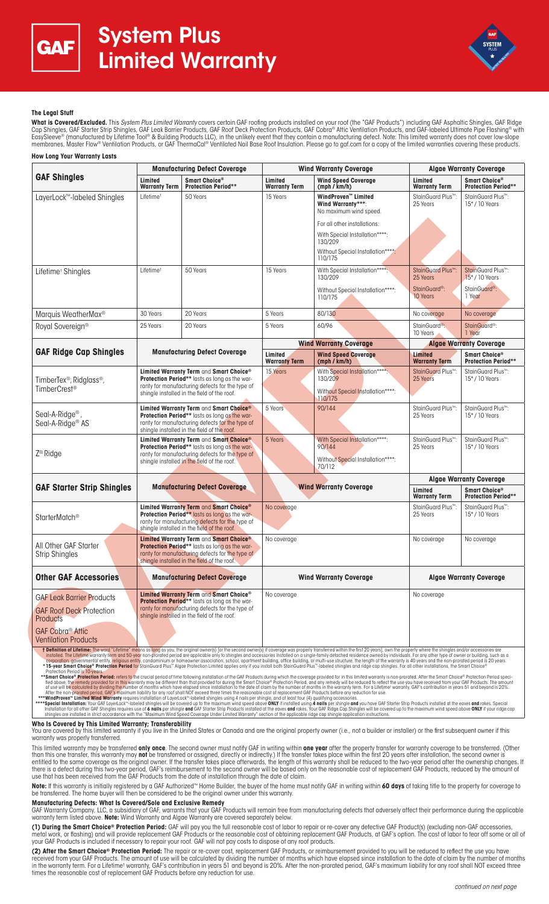# System Plus Limited Warranty

### The Legal Stuff

**What is Covered/Excluded.** This *System Plus Limited Warranty* covers certain GAF roofing products installed on your roof (the "GAF Products") including GAF Asphaltic Shingles, GAF Ridge Cap Shingles, GAF Starter Strip Shingles, GAF Leak Barrier Products, GAF Roof Deck Protection Products, GAF Cobra® Attic Ventilation Products, and GAF-labeled Ultimate Pipe Flashing® with EasySleeve® (manufactured by Lifetime Tool® & Building Products LLC), in the unlikely event that they contain a manufacturing defect. Note: This limited warranty does not cover low-slope membranes, Master Flow® Ventilation Products, or GAF ThermaCal® Ventilated Nail Base Roof Insulation. Please go to gaf.com for a copy of the limited warranties covering these products.

### How Long Your Warranty Lasts

| GAF Shingles | Manufacturing Defect Coverage | | Wind Warranty Coverage | | Algae Warranty Coverage | |
|---|---|---|---|---|---|---|
| | Limited Warranty Term | Smart Choice® Protection Period** | Limited Warranty Term | Wind Speed Coverage (mph / km/h) | Limited Warranty Term | Smart Choice® Protection Period** |
| LayerLock™-labeled Shingles | Lifetime† | 50 Years | 15 Years | WindProven™ Limited Wind Warranty***: No maximum wind speed. For all other installations: With Special Installation****: 130/209; Without Special Installation****: 110/175 | StainGuard Plus™: 25 Years | StainGuard Plus™: 15* / 10 Years |
| Lifetime† Shingles | Lifetime† | 50 Years | 15 Years | With Special Installation****: 130/209; Without Special Installation****: 110/175 | StainGuard Plus™: 25 Years; StainGuard®: 10 Years | StainGuard Plus™: 15* / 10 Years; StainGuard®: 1 Year |
| Marquis WeatherMax® | 30 Years | 20 Years | 5 Years | 80/130 | No coverage | No coverage |
| Royal Sovereign® | 25 Years | 20 Years | 5 Years | 60/96 | StainGuard®: 10 Years | StainGuard®: 1 Year |

| GAF Ridge Cap Shingles | Manufacturing Defect Coverage | Wind Warranty Coverage | | Algae Warranty Coverage | |
|---|---|---|---|---|---|
| | | Limited Warranty Term | Wind Speed Coverage (mph / km/h) | Limited Warranty Term | Smart Choice® Protection Period** |
| TimberTex®, Ridglass®, TimberCrest® | Limited Warranty Term and Smart Choice® Protection Period** lasts as long as the warranty for manufacturing defects for the type of shingle installed in the field of the roof. | 15 Years | With Special Installation****: 130/209; Without Special Installation****: 110/175 | StainGuard Plus™: 25 Years | StainGuard Plus™: 15* / 10 Years |
| Seal-A-Ridge®, Seal-A-Ridge® AS | Limited Warranty Term and Smart Choice® Protection Period** lasts as long as the warranty for manufacturing defects for the type of shingle installed in the field of the roof. | 5 Years | 90/144 | StainGuard Plus™: 25 Years | StainGuard Plus™: 15* / 10 Years |
| Z® Ridge | Limited Warranty Term and Smart Choice® Protection Period** lasts as long as the warranty for manufacturing defects for the type of shingle installed in the field of the roof. | 5 Years | With Special Installation****: 90/144; Without Special Installation****: 70/112 | StainGuard Plus™: 25 Years | StainGuard Plus™: 15* / 10 Years |

| GAF Starter Strip Shingles | Manufacturing Defect Coverage | Wind Warranty Coverage | Algae Warranty Coverage | |
|---|---|---|---|---|
| | | | Limited Warranty Term | Smart Choice® Protection Period** |
| StarterMatch® | Limited Warranty Term and Smart Choice® Protection Period** lasts as long as the warranty for manufacturing defects for the type of shingle installed in the field of the roof. | No coverage | StainGuard Plus™: 25 Years | StainGuard Plus™: 15* / 10 Years |
| All Other GAF Starter Strip Shingles | Limited Warranty Term and Smart Choice® Protection Period** lasts as long as the warranty for manufacturing defects for the type of shingle installed in the field of the roof. | No coverage | No coverage | No coverage |

| Other GAF Accessories | Manufacturing Defect Coverage | Wind Warranty Coverage | Algae Warranty Coverage |
|---|---|---|---|
| GAF Leak Barrier Products; GAF Roof Deck Protection Products; GAF Cobra® Attic Ventilation Products | Limited Warranty Term and Smart Choice® Protection Period** lasts as long as the warranty for manufacturing defects for the type of shingle installed in the field of the roof. | No coverage | No coverage |

**† Definition of Lifetime:** The word "Lifetime" means as long as you, the original owner(s) [or the second owner(s) if coverage was properly transferred within the first 20 years], own the property where the shingles and/or accessories are installed. The Lifetime warranty term and 50-year non-prorated period are applicable only to shingles and accessories installed on a single-family detached residence owned by individuals. For any other type of owner or building, such as a corporation, governmental entity, religious entity, condominium or homeowner association, school, apartment building, office building, or multi-use structure, the length of the warranty is 40 years and the non-prorated period is 20 years.

**\*15-year Smart Choice® Protection Period** for StainGuard Plus™ Algae Protection Limited applies only if you install both StainGuard Plus™-labeled shingles and ridge cap shingles. For all other installations, the Smart Choice® Protection Period is 10-years.

**\*\*Smart Choice® Protection Period:** refers to the crucial period of time following installation of the GAF Products during which the coverage provided for in this limited warranty is non-prorated. After the Smart Choice® Protection Period specified above, the remedy provided for in this warranty may be different than that provided for during the Smart Choice® Protection Period, and any remedy will be reduced to reflect the use you have received from your GAF Products. The amount of use will be calculated by dividing the number of months which have elapsed since installation to the date of claim by the number of months in the warranty term. For a Lifetime† warranty, GAF's contribution in years 51 and beyond is 20%. After the non-prorated period, GAF's maximum liability for any roof shall NOT exceed three times the reasonable cost of replacement GAF Products before any reduction for use.

**\*\*\*WindProven™ Limited Wind Warranty** requires installation of LayerLock™-labeled shingles using 4 nails per shingle, and at least four (4) qualifying accessories.

**\*\*\*\*Special Installation:** Your GAF LayerLock™-labeled shingles will be covered up to the maximum wind speed above **ONLY** if installed using **4 nails** per shingle **and** you have GAF Starter Strip Products installed at the eaves **and** rakes. Special Installation for all other GAF Shingles requires use of **6 nails** per shingle **and** GAF Starter Strip Products installed at the eaves **and** rakes. Your GAF Ridge Cap Shingles will be covered up to the maximum wind speed above **ONLY** if your ridge cap shingles are installed in strict accordance with the "Maximum Wind Speed Coverage Under Limited Warranty" section of the applicable ridge cap shingle application instructions.

### Who Is Covered by This Limited Warranty; Transferability

You are covered by this limited warranty if you live in the United States or Canada and are the original property owner (i.e., not a builder or installer) or the first subsequent owner if this warranty was properly transferred.

This limited warranty may be transferred **only once**. The second owner must notify GAF in writing within **one year** after the property transfer for warranty coverage to be transferred. (Other than this one transfer, this warranty may **not** be transferred or assigned, directly or indirectly.) If the transfer takes place within the first 20 years after installation, the second owner is entitled to the same coverage as the original owner. If the transfer takes place afterwards, the length of this warranty shall be reduced to the two-year period after the ownership changes. If there is a defect during this two-year period, GAF's reimbursement to the second owner will be based only on the reasonable cost of replacement GAF Products, reduced by the amount of use that has been received from the GAF Products from the date of installation through the date of claim.

**Note:** If this warranty is initially registered by a GAF Authorized™ Home Builder, the buyer of the home must notify GAF in writing within **60 days** of taking title to the property for coverage to be transferred. The home buyer will then be considered to be the original owner under this warranty.

### Manufacturing Defects: What Is Covered/Sole and Exclusive Remedy

GAF Warranty Company, LLC, a subsidiary of GAF, warrants that your GAF Products will remain free from manufacturing defects that adversely affect their performance during the applicable warranty term listed above. **Note:** Wind Warranty and Algae Warranty are covered separately below.

**(1) During the Smart Choice® Protection Period:** GAF will pay you the full reasonable cost of labor to repair or re-cover any defective GAF Product(s) (excluding non-GAF accessories, metal work, or flashing) and will provide replacement GAF Products or the reasonable cost of obtaining replacement GAF Products, at GAF's option. The cost of labor to tear off some or all of your GAF Products is included if necessary to repair your roof. GAF will not pay costs to dispose of any roof products.

**(2) After the Smart Choice® Protection Period:** The repair or re-cover cost, replacement GAF Products, or reimbursement provided to you will be reduced to reflect the use you have received from your GAF Products. The amount of use will be calculated by dividing the number of months which have elapsed since installation to the date of claim by the number of months in the warranty term. For a Lifetime† warranty, GAF's contribution in years 51 and beyond is 20%. After the non-prorated period, GAF's maximum liability for any roof shall NOT exceed three times the reasonable cost of replacement GAF Products before any reduction for use.

*continued on next page*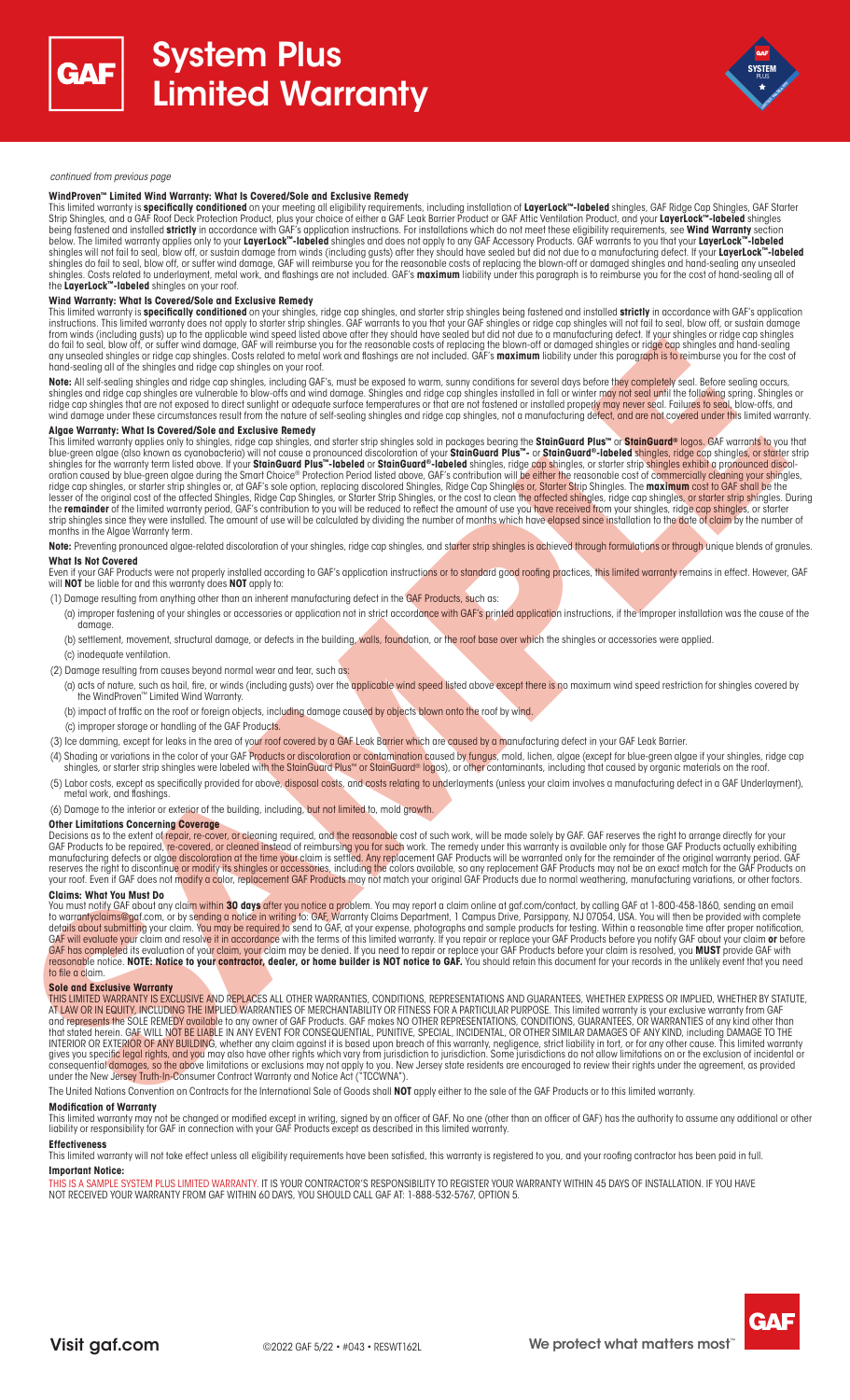# System Plus Limited Warranty

*continued from previous page*

**WindProven™ Limited Wind Warranty: What Is Covered/Sole and Exclusive Remedy**

This limited warranty is **specifically conditioned** on your meeting all eligibility requirements, including installation of **LayerLock™-labeled** shingles, GAF Ridge Cap Shingles, GAF Starter Strip Shingles, and a GAF Roof Deck Protection Product, plus your choice of either a GAF Leak Barrier Product or GAF Attic Ventilation Product, and your **LayerLock™-labeled** shingles being fastened and installed **strictly** in accordance with GAF's application instructions. For installations which do not meet these eligibility requirements, see **Wind Warranty** section below. The limited warranty applies only to your **LayerLock™-labeled** shingles and does not apply to any GAF Accessory Products. GAF warrants to you that your **LayerLock™-labeled** shingles will not fail to seal, blow off, or sustain damage from winds (including gusts) after they should have sealed but did not due to a manufacturing defect. If your **LayerLock™-labeled** shingles do fail to seal, blow off, or suffer wind damage, GAF will reimburse you for the reasonable costs of replacing the blown-off or damaged shingles and hand-sealing any unsealed shingles. Costs related to underlayment, metal work, and flashings are not included. GAF's **maximum** liability under this paragraph is to reimburse you for the cost of hand-sealing all of the **LayerLock™-labeled** shingles on your roof.

**Wind Warranty: What Is Covered/Sole and Exclusive Remedy**

This limited warranty is **specifically conditioned** on your shingles, ridge cap shingles, and starter strip shingles being fastened and installed **strictly** in accordance with GAF's application instructions. This limited warranty does not apply to starter strip shingles. GAF warrants to you that your GAF shingles or ridge cap shingles will not fail to seal, blow off, or sustain damage from winds (including gusts) up to the applicable wind speed listed above after they should have sealed but did not due to a manufacturing defect. If your shingles or ridge cap shingles do fail to seal, blow off, or suffer wind damage, GAF will reimburse you for the reasonable costs of replacing the blown-off or damaged shingles or ridge cap shingles and hand-sealing any unsealed shingles or ridge cap shingles. Costs related to metal work and flashings are not included. GAF's **maximum** liability under this paragraph is to reimburse you for the cost of hand-sealing all of the shingles and ridge cap shingles on your roof.

**Note:** All self-sealing shingles and ridge cap shingles, including GAF's, must be exposed to warm, sunny conditions for several days before they completely seal. Before sealing occurs, shingles and ridge cap shingles are vulnerable to blow-offs and wind damage. Shingles and ridge cap shingles installed in fall or winter may not seal until the following spring. Shingles or ridge cap shingles that are not exposed to direct sunlight or adequate surface temperatures or that are not fastened or installed properly may never seal. Failures to seal, blow-offs, and wind damage under these circumstances result from the nature of self-sealing shingles and ridge cap shingles, not a manufacturing defect, and are not covered under this limited warranty.

**Algae Warranty: What Is Covered/Sole and Exclusive Remedy**

This limited warranty applies only to shingles, ridge cap shingles, and starter strip shingles sold in packages bearing the **StainGuard Plus™** or **StainGuard®** logos. GAF warrants to you that blue-green algae (also known as cyanobacteria) will not cause a pronounced discoloration of your **StainGuard Plus™**- or **StainGuard®-labeled** shingles, ridge cap shingles, or starter strip shingles for the warranty term listed above. If your **StainGuard Plus™-labeled** or **StainGuard®-labeled** shingles, ridge cap shingles, or starter strip shingles exhibit a pronounced discoloration caused by blue-green algae during the Smart Choice® Protection Period listed above, GAF's contribution will be either the reasonable cost of commercially cleaning your shingles, ridge cap shingles, or starter strip shingles or, at GAF's sole option, replacing discolored Shingles, Ridge Cap Shingles or, Starter Strip Shingles. The **maximum** cost to GAF shall be the lesser of the original cost of the affected Shingles, Ridge Cap Shingles, or Starter Strip Shingles, or the cost to clean the affected shingles, ridge cap shingles, or starter strip shingles. During the **remainder** of the limited warranty period, GAF's contribution to you will be reduced to reflect the amount of use you have received from your shingles, ridge cap shingles, or starter strip shingles since they were installed. The amount of use will be calculated by dividing the number of months which have elapsed since installation to the date of claim by the number of months in the Algae Warranty term.

**Note:** Preventing pronounced algae-related discoloration of your shingles, ridge cap shingles, and starter strip shingles is achieved through formulations or through unique blends of granules.

**What Is Not Covered**

Even if your GAF Products were not properly installed according to GAF's application instructions or to standard good roofing practices, this limited warranty remains in effect. However, GAF will **NOT** be liable for and this warranty does **NOT** apply to:

(1) Damage resulting from anything other than an inherent manufacturing defect in the GAF Products, such as:

- (a) improper fastening of your shingles or accessories or application not in strict accordance with GAF's printed application instructions, if the improper installation was the cause of the damage.
- (b) settlement, movement, structural damage, or defects in the building, walls, foundation, or the roof base over which the shingles or accessories were applied.
- (c) inadequate ventilation.

(2) Damage resulting from causes beyond normal wear and tear, such as:

- (a) acts of nature, such as hail, fire, or winds (including gusts) over the applicable wind speed listed above except there is no maximum wind speed restriction for shingles covered by the WindProven™ Limited Wind Warranty.
- (b) impact of traffic on the roof or foreign objects, including damage caused by objects blown onto the roof by wind.
- (c) improper storage or handling of the GAF Products.

(3) Ice damming, except for leaks in the area of your roof covered by a GAF Leak Barrier which are caused by a manufacturing defect in your GAF Leak Barrier.

(4) Shading or variations in the color of your GAF Products or discoloration or contamination caused by fungus, mold, lichen, algae (except for blue-green algae if your shingles, ridge cap shingles, or starter strip shingles were labeled with the StainGuard Plus™ or StainGuard® logos), or other contaminants, including that caused by organic materials on the roof.

(5) Labor costs, except as specifically provided for above, disposal costs, and costs relating to underlayments (unless your claim involves a manufacturing defect in a GAF Underlayment), metal work, and flashings.

(6) Damage to the interior or exterior of the building, including, but not limited to, mold growth.

**Other Limitations Concerning Coverage**

Decisions as to the extent of repair, re-cover, or cleaning required, and the reasonable cost of such work, will be made solely by GAF. GAF reserves the right to arrange directly for your GAF Products to be repaired, re-covered, or cleaned instead of reimbursing you for such work. The remedy under this warranty is available only for those GAF Products actually exhibiting manufacturing defects or algae discoloration at the time your claim is settled. Any replacement GAF Products will be warranted only for the remainder of the original warranty period. GAF reserves the right to discontinue or modify its shingles or accessories, including the colors available, so any replacement GAF Products may not be an exact match for the GAF Products on your roof. Even if GAF does not modify a color, replacement GAF Products may not match your original GAF Products due to normal weathering, manufacturing variations, or other factors.

**Claims: What You Must Do**

You must notify GAF about any claim within **30 days** after you notice a problem. You may report a claim online at gaf.com/contact, by calling GAF at 1-800-458-1860, sending an email to warrantyclaims@gaf.com, or by sending a notice in writing to: GAF, Warranty Claims Department, 1 Campus Drive, Parsippany, NJ 07054, USA. You will then be provided with complete details about submitting your claim. You may be required to send to GAF, at your expense, photographs and sample products for testing. Within a reasonable time after proper notification, GAF will evaluate your claim and resolve it in accordance with the terms of this limited warranty. If you repair or replace your GAF Products before you notify GAF about your claim **or** before GAF has completed its evaluation of your claim, your claim may be denied. If you need to repair or replace your GAF Products before your claim is resolved, you **MUST** provide GAF with reasonable notice. **NOTE: Notice to your contractor, dealer, or home builder is NOT notice to GAF.** You should retain this document for your records in the unlikely event that you need to file a claim.

**Sole and Exclusive Warranty**

THIS LIMITED WARRANTY IS EXCLUSIVE AND REPLACES ALL OTHER WARRANTIES, CONDITIONS, REPRESENTATIONS AND GUARANTEES, WHETHER EXPRESS OR IMPLIED, WHETHER BY STATUTE, AT LAW OR IN EQUITY, INCLUDING THE IMPLIED WARRANTIES OF MERCHANTABILITY OR FITNESS FOR A PARTICULAR PURPOSE. This limited warranty is your exclusive warranty from GAF and represents the SOLE REMEDY available to any owner of GAF Products. GAF makes NO OTHER REPRESENTATIONS, CONDITIONS, GUARANTEES, OR WARRANTIES of any kind other than that stated herein. GAF WILL NOT BE LIABLE IN ANY EVENT FOR CONSEQUENTIAL, PUNITIVE, SPECIAL, INCIDENTAL, OR OTHER SIMILAR DAMAGES OF ANY KIND, including DAMAGE TO THE INTERIOR OR EXTERIOR OF ANY BUILDING, whether any claim against it is based upon breach of this warranty, negligence, strict liability in tort, or for any other cause. This limited warranty gives you specific legal rights, and you may also have other rights which vary from jurisdiction to jurisdiction. Some jurisdictions do not allow limitations on or the exclusion of incidental or consequential damages, so the above limitations or exclusions may not apply to you. New Jersey state residents are encouraged to review their rights under the agreement, as provided under the New Jersey Truth-In-Consumer Contract Warranty and Notice Act ("TCCWNA").

The United Nations Convention on Contracts for the International Sale of Goods shall **NOT** apply either to the sale of the GAF Products or to this limited warranty.

**Modification of Warranty**

This limited warranty may not be changed or modified except in writing, signed by an officer of GAF. No one (other than an officer of GAF) has the authority to assume any additional or other liability or responsibility for GAF in connection with your GAF Products except as described in this limited warranty.

**Effectiveness**

This limited warranty will not take effect unless all eligibility requirements have been satisfied, this warranty is registered to you, and your roofing contractor has been paid in full.

**Important Notice:**

THIS IS A SAMPLE SYSTEM PLUS LIMITED WARRANTY. IT IS YOUR CONTRACTOR'S RESPONSIBILITY TO REGISTER YOUR WARRANTY WITHIN 45 DAYS OF INSTALLATION. IF YOU HAVE NOT RECEIVED YOUR WARRANTY FROM GAF WITHIN 60 DAYS, YOU SHOULD CALL GAF AT: 1-888-532-5767, OPTION 5.

Visit gaf.com

©2022 GAF 5/22 • #043 • RESWT162L

We protect what matters most™